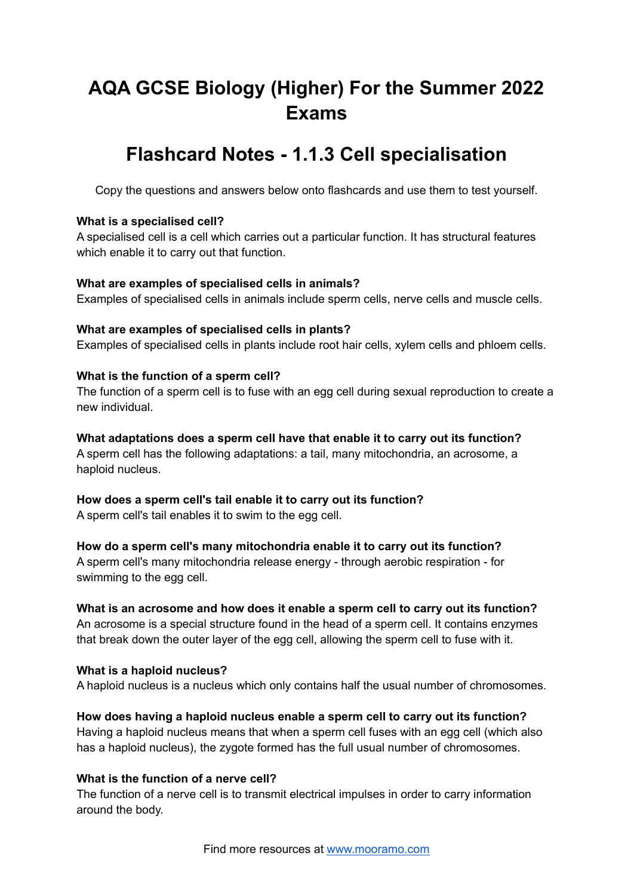# AQA GCSE Biology (Higher) For the Summer 2022 Exams

# Flashcard Notes - 1.1.3 Cell specialisation

Copy the questions and answers below onto flashcards and use them to test yourself.

**What is a specialised cell?**
A specialised cell is a cell which carries out a particular function. It has structural features which enable it to carry out that function.

**What are examples of specialised cells in animals?**
Examples of specialised cells in animals include sperm cells, nerve cells and muscle cells.

**What are examples of specialised cells in plants?**
Examples of specialised cells in plants include root hair cells, xylem cells and phloem cells.

**What is the function of a sperm cell?**
The function of a sperm cell is to fuse with an egg cell during sexual reproduction to create a new individual.

**What adaptations does a sperm cell have that enable it to carry out its function?**
A sperm cell has the following adaptations: a tail, many mitochondria, an acrosome, a haploid nucleus.

**How does a sperm cell's tail enable it to carry out its function?**
A sperm cell's tail enables it to swim to the egg cell.

**How do a sperm cell's many mitochondria enable it to carry out its function?**
A sperm cell's many mitochondria release energy - through aerobic respiration - for swimming to the egg cell.

**What is an acrosome and how does it enable a sperm cell to carry out its function?**
An acrosome is a special structure found in the head of a sperm cell. It contains enzymes that break down the outer layer of the egg cell, allowing the sperm cell to fuse with it.

**What is a haploid nucleus?**
A haploid nucleus is a nucleus which only contains half the usual number of chromosomes.

**How does having a haploid nucleus enable a sperm cell to carry out its function?**
Having a haploid nucleus means that when a sperm cell fuses with an egg cell (which also has a haploid nucleus), the zygote formed has the full usual number of chromosomes.

**What is the function of a nerve cell?**
The function of a nerve cell is to transmit electrical impulses in order to carry information around the body.

Find more resources at www.mooramo.com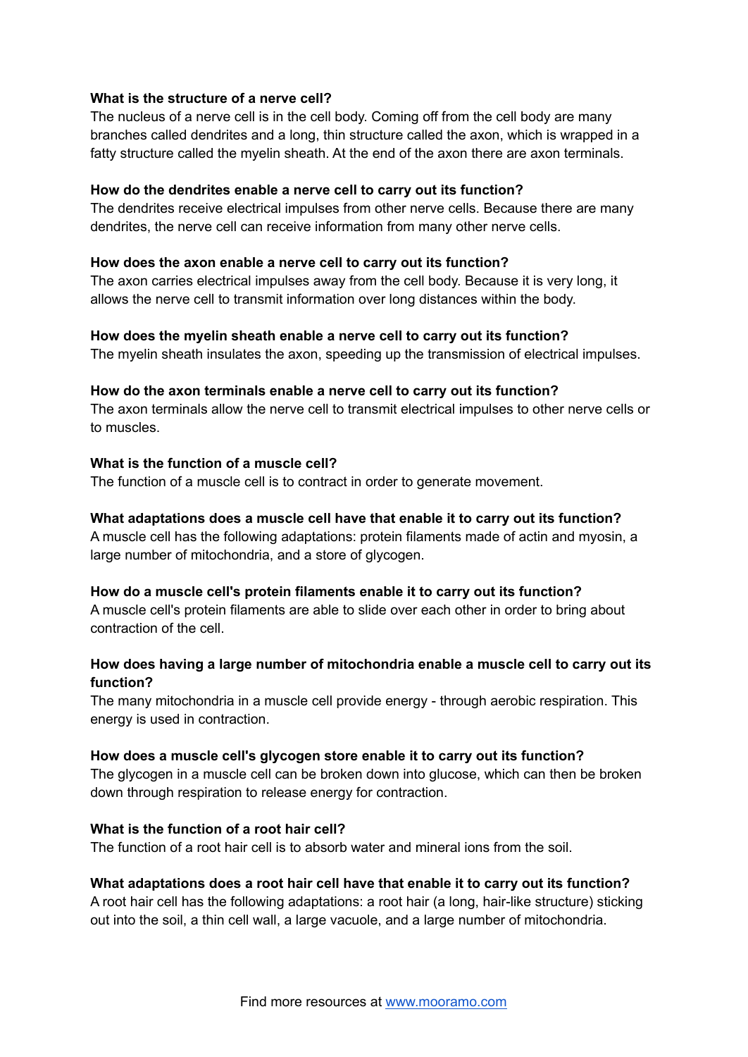**What is the structure of a nerve cell?**
The nucleus of a nerve cell is in the cell body. Coming off from the cell body are many branches called dendrites and a long, thin structure called the axon, which is wrapped in a fatty structure called the myelin sheath. At the end of the axon there are axon terminals.

**How do the dendrites enable a nerve cell to carry out its function?**
The dendrites receive electrical impulses from other nerve cells. Because there are many dendrites, the nerve cell can receive information from many other nerve cells.

**How does the axon enable a nerve cell to carry out its function?**
The axon carries electrical impulses away from the cell body. Because it is very long, it allows the nerve cell to transmit information over long distances within the body.

**How does the myelin sheath enable a nerve cell to carry out its function?**
The myelin sheath insulates the axon, speeding up the transmission of electrical impulses.

**How do the axon terminals enable a nerve cell to carry out its function?**
The axon terminals allow the nerve cell to transmit electrical impulses to other nerve cells or to muscles.

**What is the function of a muscle cell?**
The function of a muscle cell is to contract in order to generate movement.

**What adaptations does a muscle cell have that enable it to carry out its function?**
A muscle cell has the following adaptations: protein filaments made of actin and myosin, a large number of mitochondria, and a store of glycogen.

**How do a muscle cell's protein filaments enable it to carry out its function?**
A muscle cell's protein filaments are able to slide over each other in order to bring about contraction of the cell.

**How does having a large number of mitochondria enable a muscle cell to carry out its function?**
The many mitochondria in a muscle cell provide energy - through aerobic respiration. This energy is used in contraction.

**How does a muscle cell's glycogen store enable it to carry out its function?**
The glycogen in a muscle cell can be broken down into glucose, which can then be broken down through respiration to release energy for contraction.

**What is the function of a root hair cell?**
The function of a root hair cell is to absorb water and mineral ions from the soil.

**What adaptations does a root hair cell have that enable it to carry out its function?**
A root hair cell has the following adaptations: a root hair (a long, hair-like structure) sticking out into the soil, a thin cell wall, a large vacuole, and a large number of mitochondria.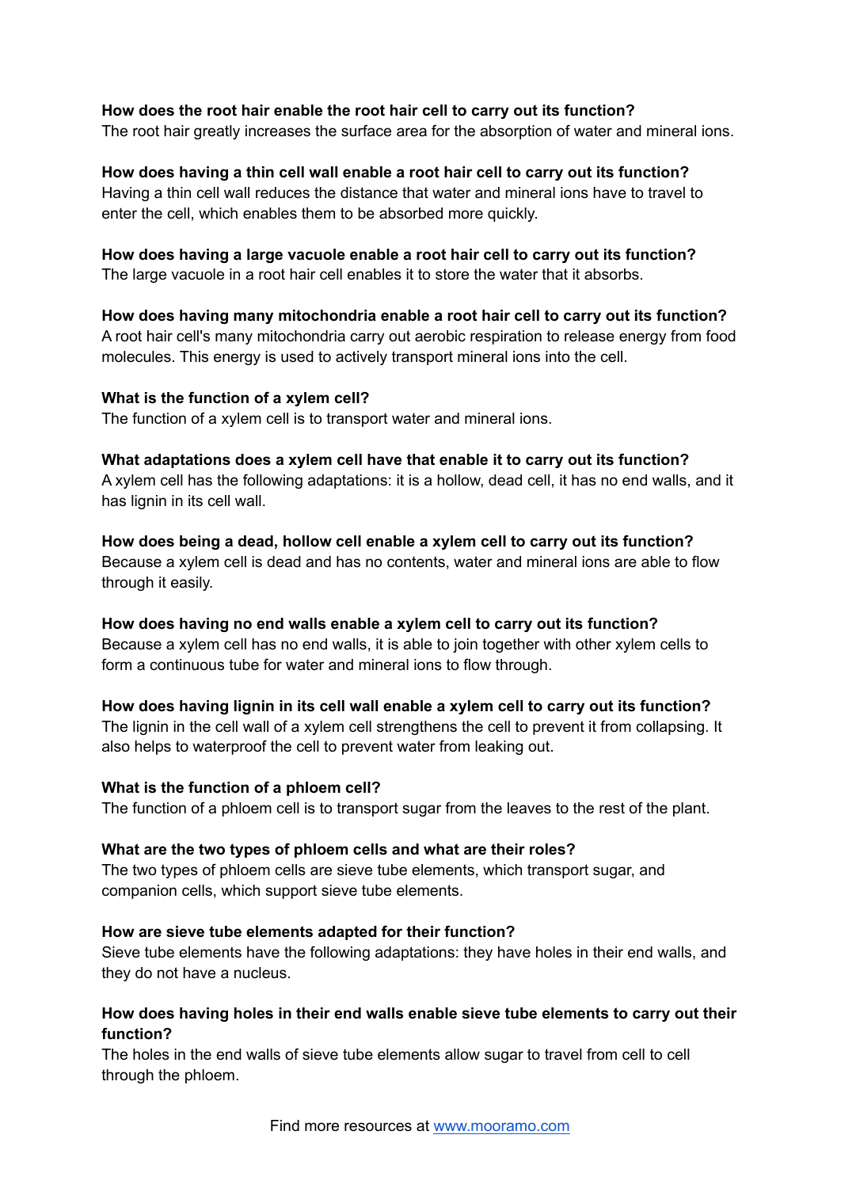**How does the root hair enable the root hair cell to carry out its function?**
The root hair greatly increases the surface area for the absorption of water and mineral ions.

**How does having a thin cell wall enable a root hair cell to carry out its function?**
Having a thin cell wall reduces the distance that water and mineral ions have to travel to enter the cell, which enables them to be absorbed more quickly.

**How does having a large vacuole enable a root hair cell to carry out its function?**
The large vacuole in a root hair cell enables it to store the water that it absorbs.

**How does having many mitochondria enable a root hair cell to carry out its function?**
A root hair cell's many mitochondria carry out aerobic respiration to release energy from food molecules. This energy is used to actively transport mineral ions into the cell.

**What is the function of a xylem cell?**
The function of a xylem cell is to transport water and mineral ions.

**What adaptations does a xylem cell have that enable it to carry out its function?**
A xylem cell has the following adaptations: it is a hollow, dead cell, it has no end walls, and it has lignin in its cell wall.

**How does being a dead, hollow cell enable a xylem cell to carry out its function?**
Because a xylem cell is dead and has no contents, water and mineral ions are able to flow through it easily.

**How does having no end walls enable a xylem cell to carry out its function?**
Because a xylem cell has no end walls, it is able to join together with other xylem cells to form a continuous tube for water and mineral ions to flow through.

**How does having lignin in its cell wall enable a xylem cell to carry out its function?**
The lignin in the cell wall of a xylem cell strengthens the cell to prevent it from collapsing. It also helps to waterproof the cell to prevent water from leaking out.

**What is the function of a phloem cell?**
The function of a phloem cell is to transport sugar from the leaves to the rest of the plant.

**What are the two types of phloem cells and what are their roles?**
The two types of phloem cells are sieve tube elements, which transport sugar, and companion cells, which support sieve tube elements.

**How are sieve tube elements adapted for their function?**
Sieve tube elements have the following adaptations: they have holes in their end walls, and they do not have a nucleus.

**How does having holes in their end walls enable sieve tube elements to carry out their function?**
The holes in the end walls of sieve tube elements allow sugar to travel from cell to cell through the phloem.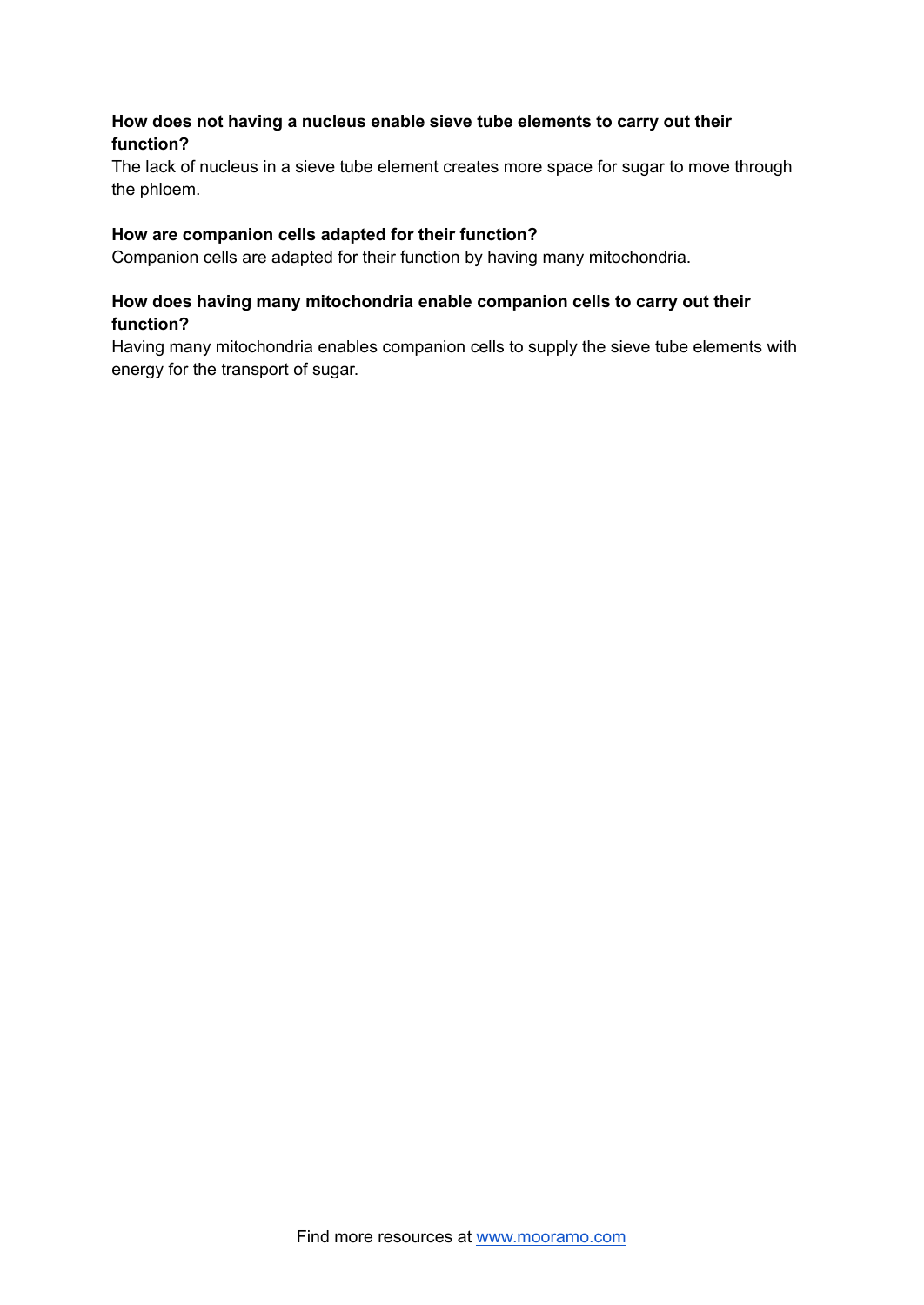**How does not having a nucleus enable sieve tube elements to carry out their function?**

The lack of nucleus in a sieve tube element creates more space for sugar to move through the phloem.

**How are companion cells adapted for their function?**

Companion cells are adapted for their function by having many mitochondria.

**How does having many mitochondria enable companion cells to carry out their function?**

Having many mitochondria enables companion cells to supply the sieve tube elements with energy for the transport of sugar.